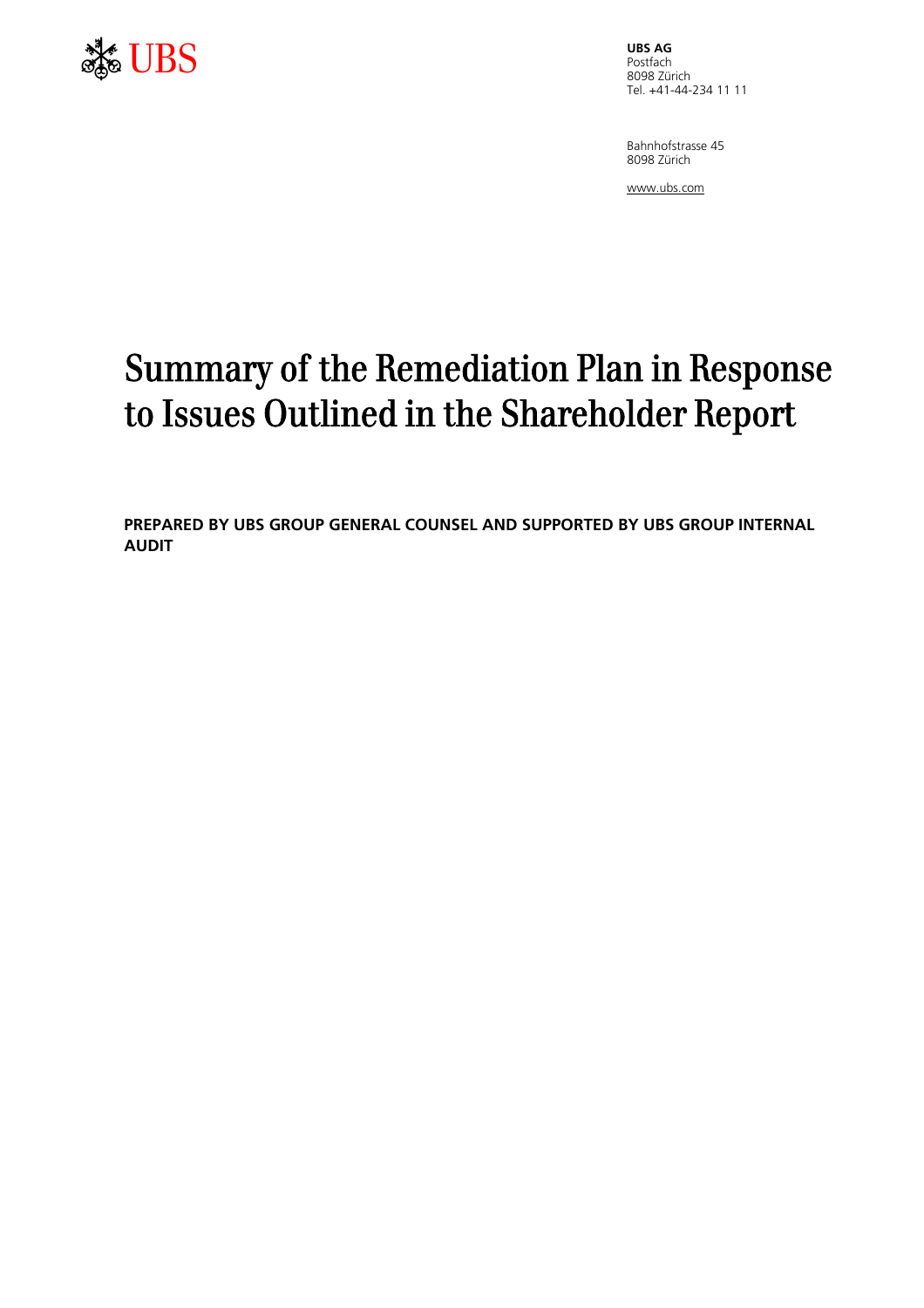UBS

**UBS AG**
Postfach
8098 Zürich
Tel. +41-44-234 11 11

Bahnhofstrasse 45
8098 Zürich

www.ubs.com

# Summary of the Remediation Plan in Response to Issues Outlined in the Shareholder Report

**PREPARED BY UBS GROUP GENERAL COUNSEL AND SUPPORTED BY UBS GROUP INTERNAL AUDIT**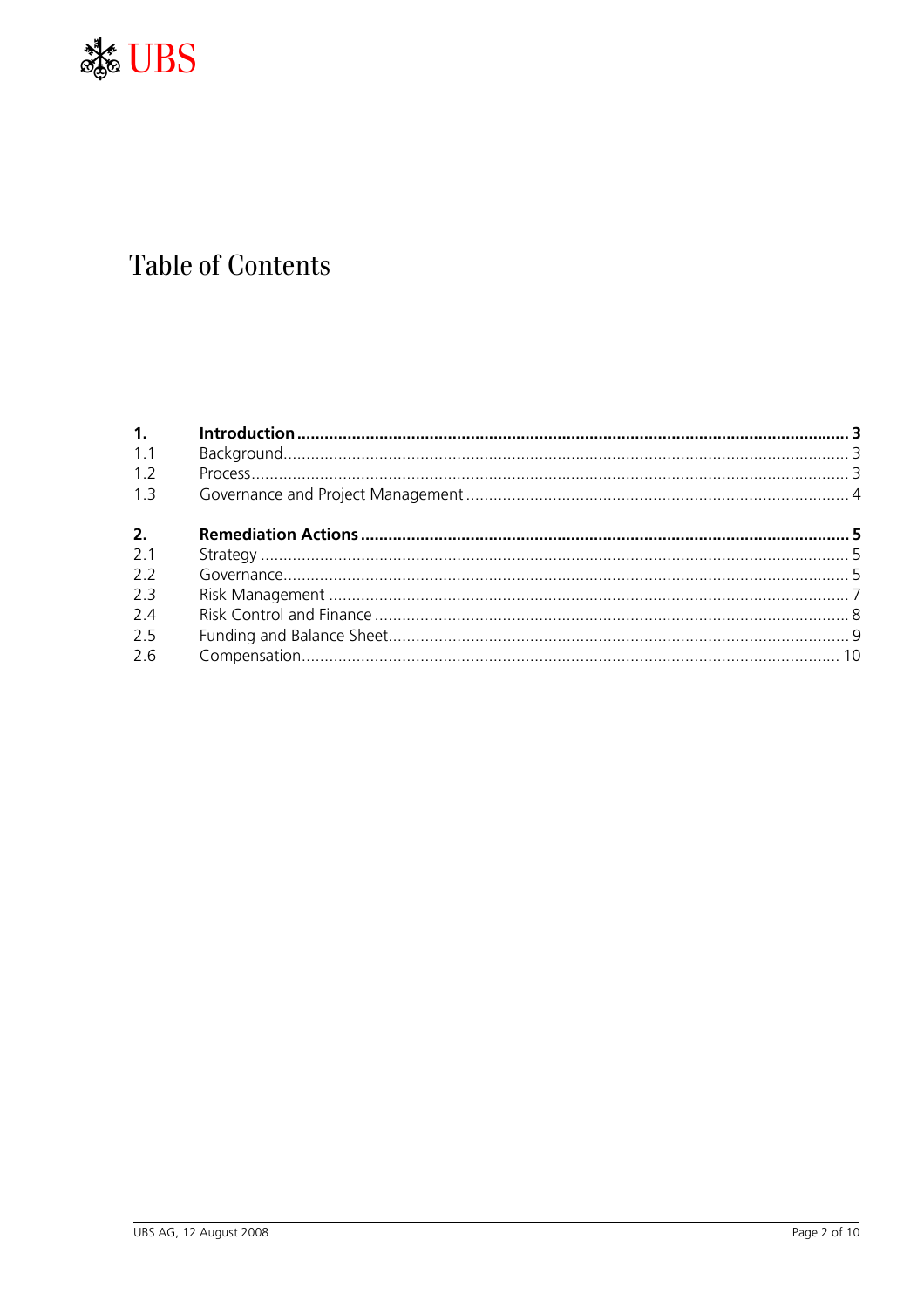# Table of Contents

| | | |
|---|---|---|
| **1.** | **Introduction** | **3** |
| 1.1 | Background | 3 |
| 1.2 | Process | 3 |
| 1.3 | Governance and Project Management | 4 |
| **2.** | **Remediation Actions** | **5** |
| 2.1 | Strategy | 5 |
| 2.2 | Governance | 5 |
| 2.3 | Risk Management | 7 |
| 2.4 | Risk Control and Finance | 8 |
| 2.5 | Funding and Balance Sheet | 9 |
| 2.6 | Compensation | 10 |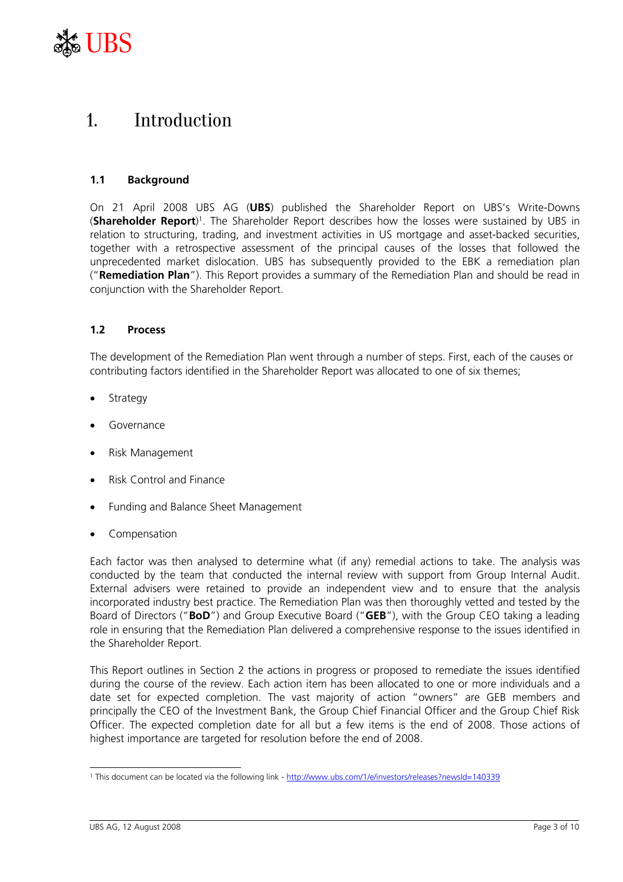# 1. Introduction

## 1.1 Background

On 21 April 2008 UBS AG (**UBS**) published the Shareholder Report on UBS's Write-Downs (**Shareholder Report**)[1]. The Shareholder Report describes how the losses were sustained by UBS in relation to structuring, trading, and investment activities in US mortgage and asset-backed securities, together with a retrospective assessment of the principal causes of the losses that followed the unprecedented market dislocation. UBS has subsequently provided to the EBK a remediation plan ("**Remediation Plan**"). This Report provides a summary of the Remediation Plan and should be read in conjunction with the Shareholder Report.

## 1.2 Process

The development of the Remediation Plan went through a number of steps. First, each of the causes or contributing factors identified in the Shareholder Report was allocated to one of six themes;

- Strategy
- Governance
- Risk Management
- Risk Control and Finance
- Funding and Balance Sheet Management
- Compensation

Each factor was then analysed to determine what (if any) remedial actions to take. The analysis was conducted by the team that conducted the internal review with support from Group Internal Audit. External advisers were retained to provide an independent view and to ensure that the analysis incorporated industry best practice. The Remediation Plan was then thoroughly vetted and tested by the Board of Directors ("**BoD**") and Group Executive Board ("**GEB**"), with the Group CEO taking a leading role in ensuring that the Remediation Plan delivered a comprehensive response to the issues identified in the Shareholder Report.

This Report outlines in Section 2 the actions in progress or proposed to remediate the issues identified during the course of the review. Each action item has been allocated to one or more individuals and a date set for expected completion. The vast majority of action "owners" are GEB members and principally the CEO of the Investment Bank, the Group Chief Financial Officer and the Group Chief Risk Officer. The expected completion date for all but a few items is the end of 2008. Those actions of highest importance are targeted for resolution before the end of 2008.

---

[1] This document can be located via the following link - http://www.ubs.com/1/e/investors/releases?newsId=140339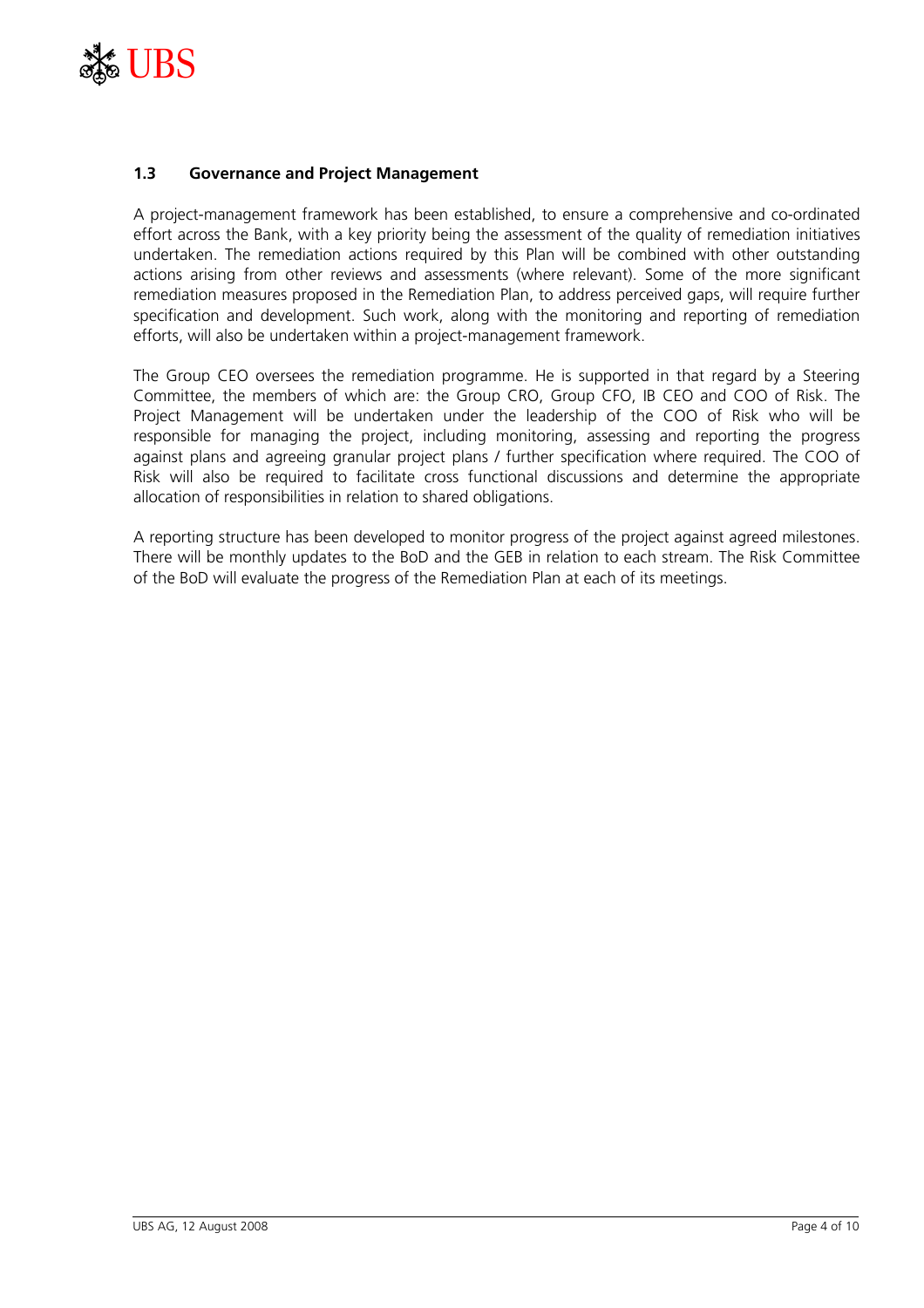### 1.3 Governance and Project Management

A project-management framework has been established, to ensure a comprehensive and co-ordinated effort across the Bank, with a key priority being the assessment of the quality of remediation initiatives undertaken. The remediation actions required by this Plan will be combined with other outstanding actions arising from other reviews and assessments (where relevant). Some of the more significant remediation measures proposed in the Remediation Plan, to address perceived gaps, will require further specification and development. Such work, along with the monitoring and reporting of remediation efforts, will also be undertaken within a project-management framework.

The Group CEO oversees the remediation programme. He is supported in that regard by a Steering Committee, the members of which are: the Group CRO, Group CFO, IB CEO and COO of Risk. The Project Management will be undertaken under the leadership of the COO of Risk who will be responsible for managing the project, including monitoring, assessing and reporting the progress against plans and agreeing granular project plans / further specification where required. The COO of Risk will also be required to facilitate cross functional discussions and determine the appropriate allocation of responsibilities in relation to shared obligations.

A reporting structure has been developed to monitor progress of the project against agreed milestones. There will be monthly updates to the BoD and the GEB in relation to each stream. The Risk Committee of the BoD will evaluate the progress of the Remediation Plan at each of its meetings.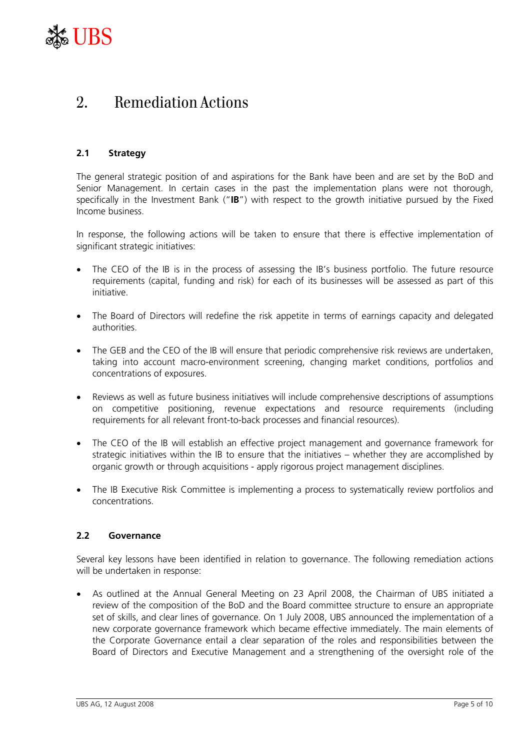# 2. Remediation Actions

## 2.1 Strategy

The general strategic position of and aspirations for the Bank have been and are set by the BoD and Senior Management. In certain cases in the past the implementation plans were not thorough, specifically in the Investment Bank ("**IB**") with respect to the growth initiative pursued by the Fixed Income business.

In response, the following actions will be taken to ensure that there is effective implementation of significant strategic initiatives:

- The CEO of the IB is in the process of assessing the IB's business portfolio. The future resource requirements (capital, funding and risk) for each of its businesses will be assessed as part of this initiative.
- The Board of Directors will redefine the risk appetite in terms of earnings capacity and delegated authorities.
- The GEB and the CEO of the IB will ensure that periodic comprehensive risk reviews are undertaken, taking into account macro-environment screening, changing market conditions, portfolios and concentrations of exposures.
- Reviews as well as future business initiatives will include comprehensive descriptions of assumptions on competitive positioning, revenue expectations and resource requirements (including requirements for all relevant front-to-back processes and financial resources).
- The CEO of the IB will establish an effective project management and governance framework for strategic initiatives within the IB to ensure that the initiatives – whether they are accomplished by organic growth or through acquisitions - apply rigorous project management disciplines.
- The IB Executive Risk Committee is implementing a process to systematically review portfolios and concentrations.

## 2.2 Governance

Several key lessons have been identified in relation to governance. The following remediation actions will be undertaken in response:

- As outlined at the Annual General Meeting on 23 April 2008, the Chairman of UBS initiated a review of the composition of the BoD and the Board committee structure to ensure an appropriate set of skills, and clear lines of governance. On 1 July 2008, UBS announced the implementation of a new corporate governance framework which became effective immediately. The main elements of the Corporate Governance entail a clear separation of the roles and responsibilities between the Board of Directors and Executive Management and a strengthening of the oversight role of the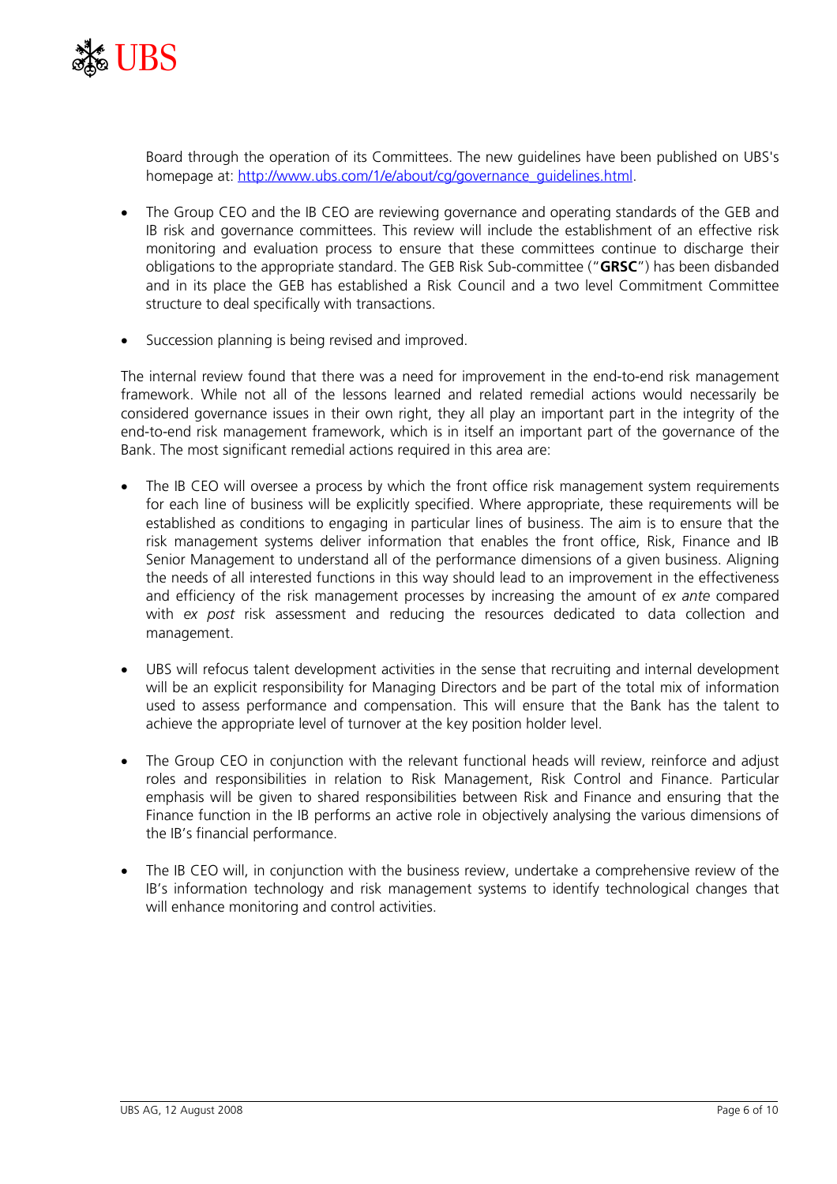Board through the operation of its Committees. The new guidelines have been published on UBS's homepage at: http://www.ubs.com/1/e/about/cg/governance_guidelines.html.

- The Group CEO and the IB CEO are reviewing governance and operating standards of the GEB and IB risk and governance committees. This review will include the establishment of an effective risk monitoring and evaluation process to ensure that these committees continue to discharge their obligations to the appropriate standard. The GEB Risk Sub-committee ("**GRSC**") has been disbanded and in its place the GEB has established a Risk Council and a two level Commitment Committee structure to deal specifically with transactions.

- Succession planning is being revised and improved.

The internal review found that there was a need for improvement in the end-to-end risk management framework. While not all of the lessons learned and related remedial actions would necessarily be considered governance issues in their own right, they all play an important part in the integrity of the end-to-end risk management framework, which is in itself an important part of the governance of the Bank. The most significant remedial actions required in this area are:

- The IB CEO will oversee a process by which the front office risk management system requirements for each line of business will be explicitly specified. Where appropriate, these requirements will be established as conditions to engaging in particular lines of business. The aim is to ensure that the risk management systems deliver information that enables the front office, Risk, Finance and IB Senior Management to understand all of the performance dimensions of a given business. Aligning the needs of all interested functions in this way should lead to an improvement in the effectiveness and efficiency of the risk management processes by increasing the amount of *ex ante* compared with *ex post* risk assessment and reducing the resources dedicated to data collection and management.

- UBS will refocus talent development activities in the sense that recruiting and internal development will be an explicit responsibility for Managing Directors and be part of the total mix of information used to assess performance and compensation. This will ensure that the Bank has the talent to achieve the appropriate level of turnover at the key position holder level.

- The Group CEO in conjunction with the relevant functional heads will review, reinforce and adjust roles and responsibilities in relation to Risk Management, Risk Control and Finance. Particular emphasis will be given to shared responsibilities between Risk and Finance and ensuring that the Finance function in the IB performs an active role in objectively analysing the various dimensions of the IB's financial performance.

- The IB CEO will, in conjunction with the business review, undertake a comprehensive review of the IB's information technology and risk management systems to identify technological changes that will enhance monitoring and control activities.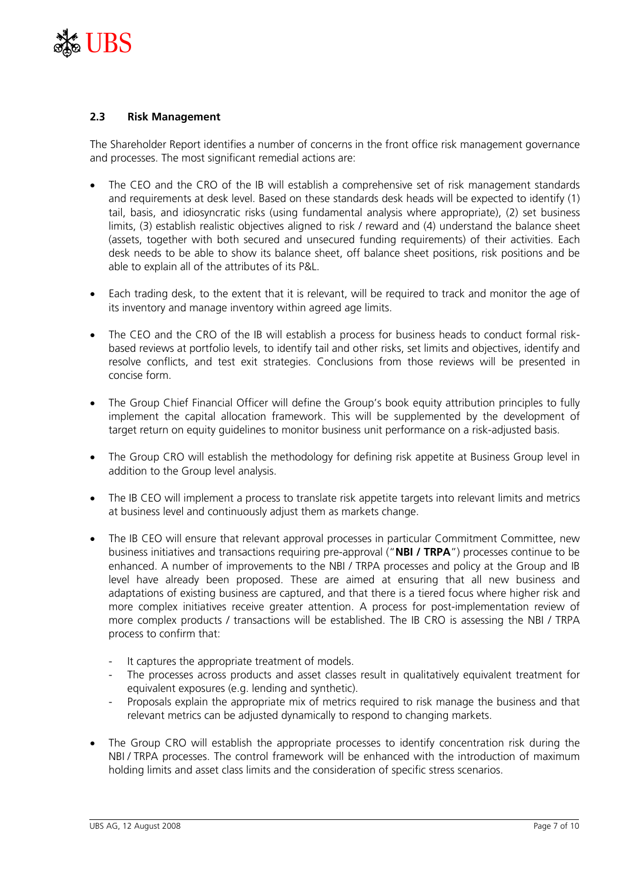## 2.3 Risk Management

The Shareholder Report identifies a number of concerns in the front office risk management governance and processes. The most significant remedial actions are:

- The CEO and the CRO of the IB will establish a comprehensive set of risk management standards and requirements at desk level. Based on these standards desk heads will be expected to identify (1) tail, basis, and idiosyncratic risks (using fundamental analysis where appropriate), (2) set business limits, (3) establish realistic objectives aligned to risk / reward and (4) understand the balance sheet (assets, together with both secured and unsecured funding requirements) of their activities. Each desk needs to be able to show its balance sheet, off balance sheet positions, risk positions and be able to explain all of the attributes of its P&L.

- Each trading desk, to the extent that it is relevant, will be required to track and monitor the age of its inventory and manage inventory within agreed age limits.

- The CEO and the CRO of the IB will establish a process for business heads to conduct formal risk-based reviews at portfolio levels, to identify tail and other risks, set limits and objectives, identify and resolve conflicts, and test exit strategies. Conclusions from those reviews will be presented in concise form.

- The Group Chief Financial Officer will define the Group's book equity attribution principles to fully implement the capital allocation framework. This will be supplemented by the development of target return on equity guidelines to monitor business unit performance on a risk-adjusted basis.

- The Group CRO will establish the methodology for defining risk appetite at Business Group level in addition to the Group level analysis.

- The IB CEO will implement a process to translate risk appetite targets into relevant limits and metrics at business level and continuously adjust them as markets change.

- The IB CEO will ensure that relevant approval processes in particular Commitment Committee, new business initiatives and transactions requiring pre-approval ("**NBI / TRPA**") processes continue to be enhanced. A number of improvements to the NBI / TRPA processes and policy at the Group and IB level have already been proposed. These are aimed at ensuring that all new business and adaptations of existing business are captured, and that there is a tiered focus where higher risk and more complex initiatives receive greater attention. A process for post-implementation review of more complex products / transactions will be established. The IB CRO is assessing the NBI / TRPA process to confirm that:

  - It captures the appropriate treatment of models.
  - The processes across products and asset classes result in qualitatively equivalent treatment for equivalent exposures (e.g. lending and synthetic).
  - Proposals explain the appropriate mix of metrics required to risk manage the business and that relevant metrics can be adjusted dynamically to respond to changing markets.

- The Group CRO will establish the appropriate processes to identify concentration risk during the NBI / TRPA processes. The control framework will be enhanced with the introduction of maximum holding limits and asset class limits and the consideration of specific stress scenarios.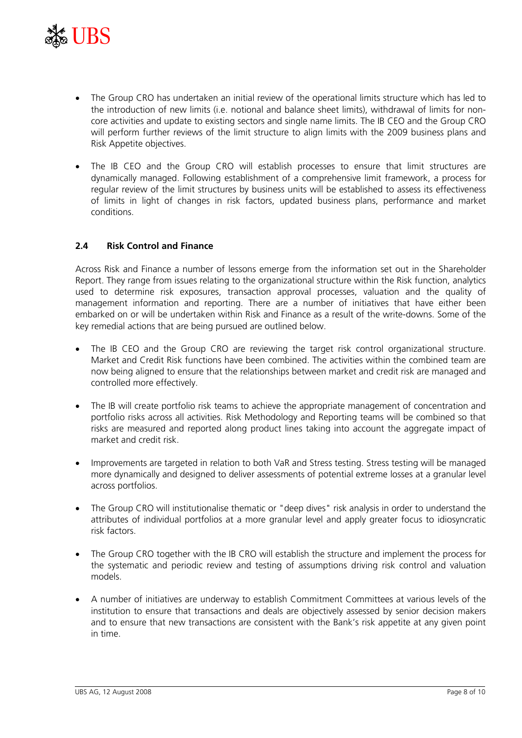- The Group CRO has undertaken an initial review of the operational limits structure which has led to the introduction of new limits (i.e. notional and balance sheet limits), withdrawal of limits for non-core activities and update to existing sectors and single name limits. The IB CEO and the Group CRO will perform further reviews of the limit structure to align limits with the 2009 business plans and Risk Appetite objectives.

- The IB CEO and the Group CRO will establish processes to ensure that limit structures are dynamically managed. Following establishment of a comprehensive limit framework, a process for regular review of the limit structures by business units will be established to assess its effectiveness of limits in light of changes in risk factors, updated business plans, performance and market conditions.

### 2.4 Risk Control and Finance

Across Risk and Finance a number of lessons emerge from the information set out in the Shareholder Report. They range from issues relating to the organizational structure within the Risk function, analytics used to determine risk exposures, transaction approval processes, valuation and the quality of management information and reporting. There are a number of initiatives that have either been embarked on or will be undertaken within Risk and Finance as a result of the write-downs. Some of the key remedial actions that are being pursued are outlined below.

- The IB CEO and the Group CRO are reviewing the target risk control organizational structure. Market and Credit Risk functions have been combined. The activities within the combined team are now being aligned to ensure that the relationships between market and credit risk are managed and controlled more effectively.

- The IB will create portfolio risk teams to achieve the appropriate management of concentration and portfolio risks across all activities. Risk Methodology and Reporting teams will be combined so that risks are measured and reported along product lines taking into account the aggregate impact of market and credit risk.

- Improvements are targeted in relation to both VaR and Stress testing. Stress testing will be managed more dynamically and designed to deliver assessments of potential extreme losses at a granular level across portfolios.

- The Group CRO will institutionalise thematic or "deep dives" risk analysis in order to understand the attributes of individual portfolios at a more granular level and apply greater focus to idiosyncratic risk factors.

- The Group CRO together with the IB CRO will establish the structure and implement the process for the systematic and periodic review and testing of assumptions driving risk control and valuation models.

- A number of initiatives are underway to establish Commitment Committees at various levels of the institution to ensure that transactions and deals are objectively assessed by senior decision makers and to ensure that new transactions are consistent with the Bank's risk appetite at any given point in time.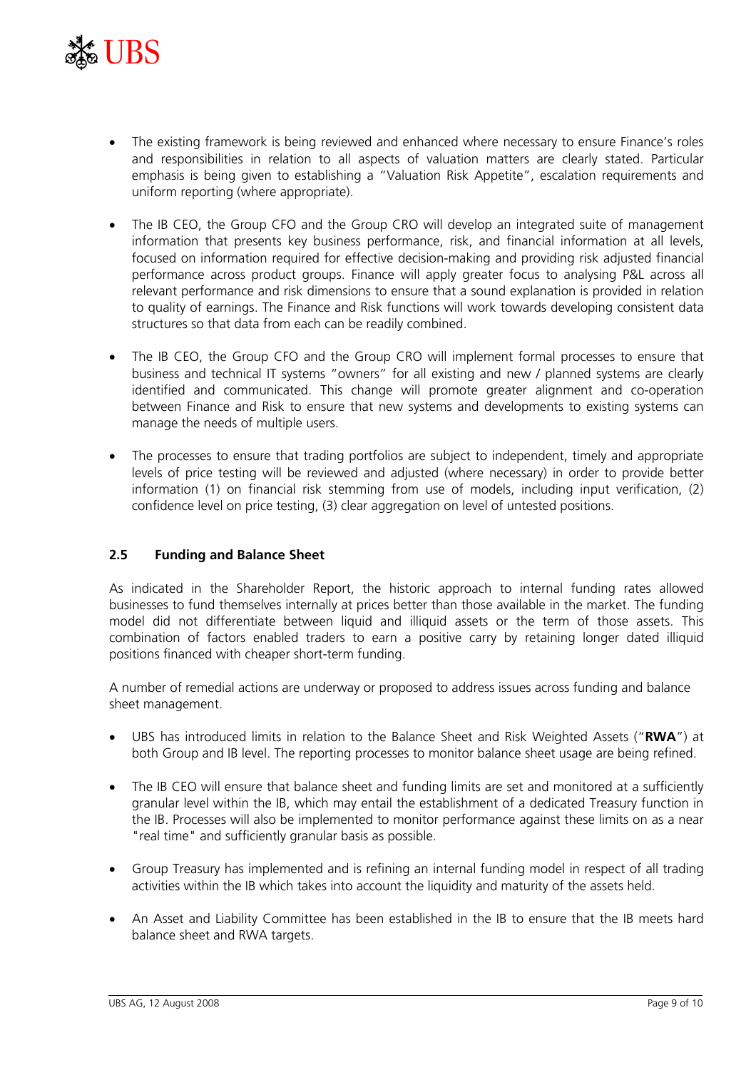- The existing framework is being reviewed and enhanced where necessary to ensure Finance's roles and responsibilities in relation to all aspects of valuation matters are clearly stated. Particular emphasis is being given to establishing a "Valuation Risk Appetite", escalation requirements and uniform reporting (where appropriate).

- The IB CEO, the Group CFO and the Group CRO will develop an integrated suite of management information that presents key business performance, risk, and financial information at all levels, focused on information required for effective decision-making and providing risk adjusted financial performance across product groups. Finance will apply greater focus to analysing P&L across all relevant performance and risk dimensions to ensure that a sound explanation is provided in relation to quality of earnings. The Finance and Risk functions will work towards developing consistent data structures so that data from each can be readily combined.

- The IB CEO, the Group CFO and the Group CRO will implement formal processes to ensure that business and technical IT systems "owners" for all existing and new / planned systems are clearly identified and communicated. This change will promote greater alignment and co-operation between Finance and Risk to ensure that new systems and developments to existing systems can manage the needs of multiple users.

- The processes to ensure that trading portfolios are subject to independent, timely and appropriate levels of price testing will be reviewed and adjusted (where necessary) in order to provide better information (1) on financial risk stemming from use of models, including input verification, (2) confidence level on price testing, (3) clear aggregation on level of untested positions.

### 2.5 Funding and Balance Sheet

As indicated in the Shareholder Report, the historic approach to internal funding rates allowed businesses to fund themselves internally at prices better than those available in the market. The funding model did not differentiate between liquid and illiquid assets or the term of those assets. This combination of factors enabled traders to earn a positive carry by retaining longer dated illiquid positions financed with cheaper short-term funding.

A number of remedial actions are underway or proposed to address issues across funding and balance sheet management.

- UBS has introduced limits in relation to the Balance Sheet and Risk Weighted Assets ("**RWA**") at both Group and IB level. The reporting processes to monitor balance sheet usage are being refined.

- The IB CEO will ensure that balance sheet and funding limits are set and monitored at a sufficiently granular level within the IB, which may entail the establishment of a dedicated Treasury function in the IB. Processes will also be implemented to monitor performance against these limits on as a near "real time" and sufficiently granular basis as possible.

- Group Treasury has implemented and is refining an internal funding model in respect of all trading activities within the IB which takes into account the liquidity and maturity of the assets held.

- An Asset and Liability Committee has been established in the IB to ensure that the IB meets hard balance sheet and RWA targets.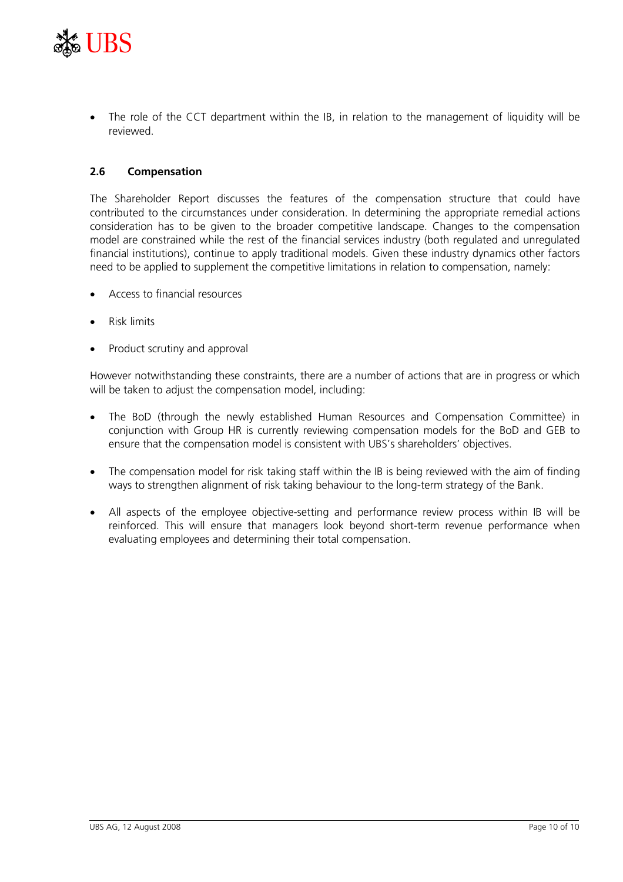- The role of the CCT department within the IB, in relation to the management of liquidity will be reviewed.

### 2.6 Compensation

The Shareholder Report discusses the features of the compensation structure that could have contributed to the circumstances under consideration. In determining the appropriate remedial actions consideration has to be given to the broader competitive landscape. Changes to the compensation model are constrained while the rest of the financial services industry (both regulated and unregulated financial institutions), continue to apply traditional models. Given these industry dynamics other factors need to be applied to supplement the competitive limitations in relation to compensation, namely:

- Access to financial resources
- Risk limits
- Product scrutiny and approval

However notwithstanding these constraints, there are a number of actions that are in progress or which will be taken to adjust the compensation model, including:

- The BoD (through the newly established Human Resources and Compensation Committee) in conjunction with Group HR is currently reviewing compensation models for the BoD and GEB to ensure that the compensation model is consistent with UBS's shareholders' objectives.
- The compensation model for risk taking staff within the IB is being reviewed with the aim of finding ways to strengthen alignment of risk taking behaviour to the long-term strategy of the Bank.
- All aspects of the employee objective-setting and performance review process within IB will be reinforced. This will ensure that managers look beyond short-term revenue performance when evaluating employees and determining their total compensation.